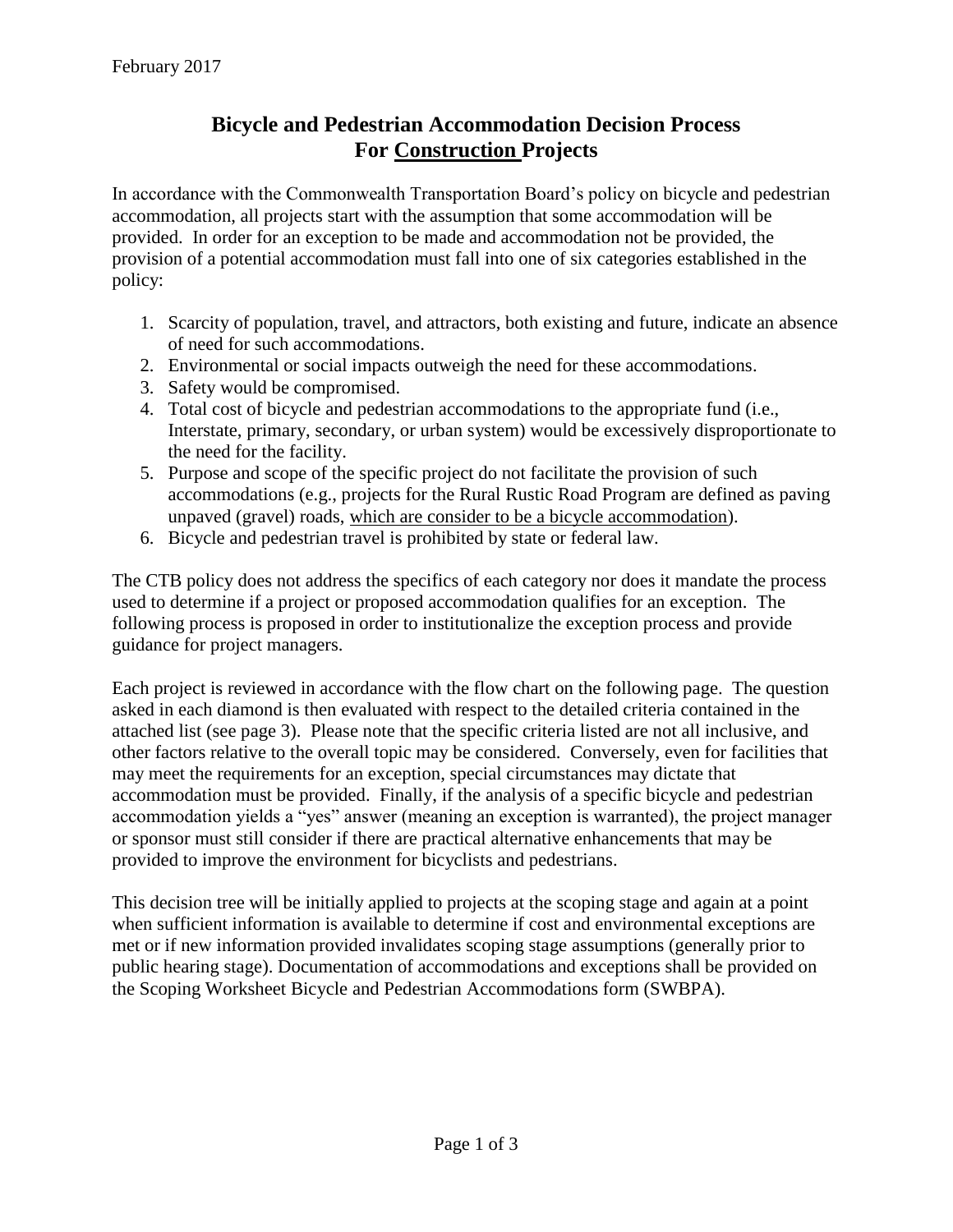February 2017

# Bicycle and Pedestrian Accommodation Decision Process For <u>Construction</u> Projects

In accordance with the Commonwealth Transportation Board's policy on bicycle and pedestrian accommodation, all projects start with the assumption that some accommodation will be provided. In order for an exception to be made and accommodation not be provided, the provision of a potential accommodation must fall into one of six categories established in the policy:

1. Scarcity of population, travel, and attractors, both existing and future, indicate an absence of need for such accommodations.
2. Environmental or social impacts outweigh the need for these accommodations.
3. Safety would be compromised.
4. Total cost of bicycle and pedestrian accommodations to the appropriate fund (i.e., Interstate, primary, secondary, or urban system) would be excessively disproportionate to the need for the facility.
5. Purpose and scope of the specific project do not facilitate the provision of such accommodations (e.g., projects for the Rural Rustic Road Program are defined as paving unpaved (gravel) roads, <u>which are consider to be a bicycle accommodation</u>).
6. Bicycle and pedestrian travel is prohibited by state or federal law.

The CTB policy does not address the specifics of each category nor does it mandate the process used to determine if a project or proposed accommodation qualifies for an exception. The following process is proposed in order to institutionalize the exception process and provide guidance for project managers.

Each project is reviewed in accordance with the flow chart on the following page. The question asked in each diamond is then evaluated with respect to the detailed criteria contained in the attached list (see page 3). Please note that the specific criteria listed are not all inclusive, and other factors relative to the overall topic may be considered. Conversely, even for facilities that may meet the requirements for an exception, special circumstances may dictate that accommodation must be provided. Finally, if the analysis of a specific bicycle and pedestrian accommodation yields a "yes" answer (meaning an exception is warranted), the project manager or sponsor must still consider if there are practical alternative enhancements that may be provided to improve the environment for bicyclists and pedestrians.

This decision tree will be initially applied to projects at the scoping stage and again at a point when sufficient information is available to determine if cost and environmental exceptions are met or if new information provided invalidates scoping stage assumptions (generally prior to public hearing stage). Documentation of accommodations and exceptions shall be provided on the Scoping Worksheet Bicycle and Pedestrian Accommodations form (SWBPA).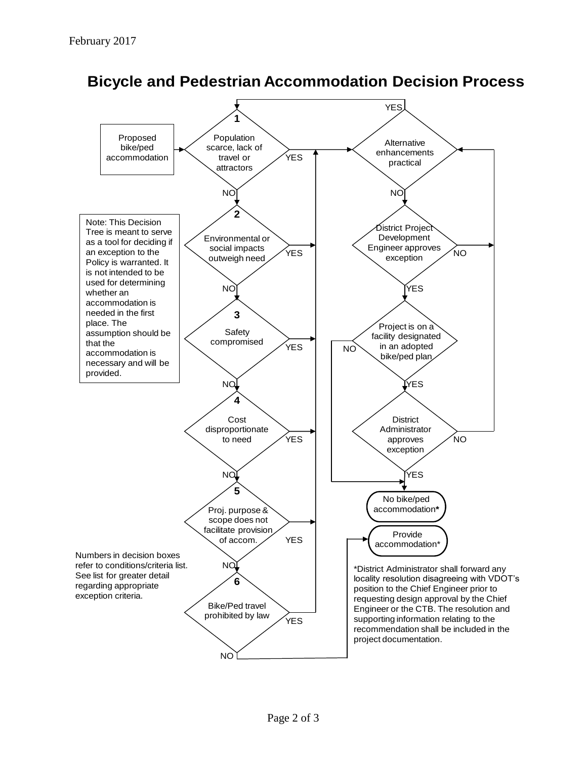# Bicycle and Pedestrian Accommodation Decision Process

Proposed bike/ped accommodation

**1** Population scarce, lack of travel or attractors — YES → Alternative enhancements practical; NO → 2

**2** Environmental or social impacts outweigh need — YES → Alternative enhancements practical; NO → 3

**3** Safety compromised — YES → Alternative enhancements practical; NO → 4

**4** Cost disproportionate to need — YES → Alternative enhancements practical; NO → 5

**5** Proj. purpose & scope does not facilitate provision of accom. — YES → Alternative enhancements practical; NO → 6

**6** Bike/Ped travel prohibited by law — YES → Alternative enhancements practical; NO → Provide accommodation*

Alternative enhancements practical — YES → 1; NO → District Project Development Engineer approves exception

District Project Development Engineer approves exception — YES → Project is on a facility designated in an adopted bike/ped plan; NO → Alternative enhancements practical

Project is on a facility designated in an adopted bike/ped plan — YES → District Administrator approves exception; NO → No bike/ped accommodation*

District Administrator approves exception — YES → No bike/ped accommodation*; NO → Alternative enhancements practical

No bike/ped accommodation*

Provide accommodation*

Note: This Decision Tree is meant to serve as a tool for deciding if an exception to the Policy is warranted. It is not intended to be used for determining whether an accommodation is needed in the first place. The assumption should be that the accommodation is necessary and will be provided.

Numbers in decision boxes refer to conditions/criteria list. See list for greater detail regarding appropriate exception criteria.

*District Administrator shall forward any locality resolution disagreeing with VDOT's position to the Chief Engineer prior to requesting design approval by the Chief Engineer or the CTB. The resolution and supporting information relating to the recommendation shall be included in the project documentation.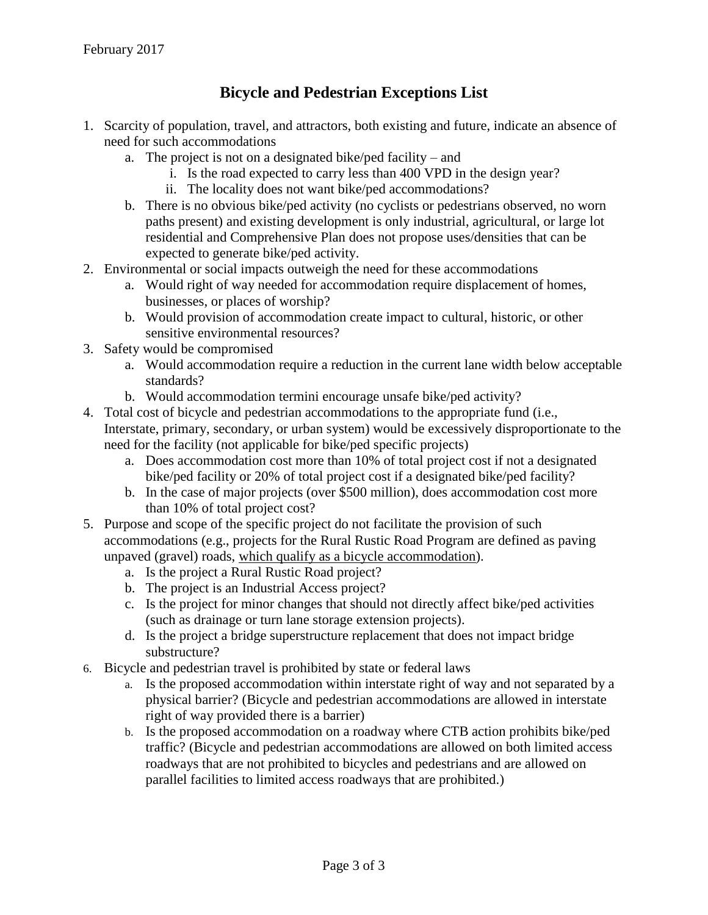February 2017

# Bicycle and Pedestrian Exceptions List

1. Scarcity of population, travel, and attractors, both existing and future, indicate an absence of need for such accommodations
    a. The project is not on a designated bike/ped facility – and
        i. Is the road expected to carry less than 400 VPD in the design year?
        ii. The locality does not want bike/ped accommodations?
    b. There is no obvious bike/ped activity (no cyclists or pedestrians observed, no worn paths present) and existing development is only industrial, agricultural, or large lot residential and Comprehensive Plan does not propose uses/densities that can be expected to generate bike/ped activity.
2. Environmental or social impacts outweigh the need for these accommodations
    a. Would right of way needed for accommodation require displacement of homes, businesses, or places of worship?
    b. Would provision of accommodation create impact to cultural, historic, or other sensitive environmental resources?
3. Safety would be compromised
    a. Would accommodation require a reduction in the current lane width below acceptable standards?
    b. Would accommodation termini encourage unsafe bike/ped activity?
4. Total cost of bicycle and pedestrian accommodations to the appropriate fund (i.e., Interstate, primary, secondary, or urban system) would be excessively disproportionate to the need for the facility (not applicable for bike/ped specific projects)
    a. Does accommodation cost more than 10% of total project cost if not a designated bike/ped facility or 20% of total project cost if a designated bike/ped facility?
    b. In the case of major projects (over $500 million), does accommodation cost more than 10% of total project cost?
5. Purpose and scope of the specific project do not facilitate the provision of such accommodations (e.g., projects for the Rural Rustic Road Program are defined as paving unpaved (gravel) roads, <u>which qualify as a bicycle accommodation</u>).
    a. Is the project a Rural Rustic Road project?
    b. The project is an Industrial Access project?
    c. Is the project for minor changes that should not directly affect bike/ped activities (such as drainage or turn lane storage extension projects).
    d. Is the project a bridge superstructure replacement that does not impact bridge substructure?
6. Bicycle and pedestrian travel is prohibited by state or federal laws
    a. Is the proposed accommodation within interstate right of way and not separated by a physical barrier? (Bicycle and pedestrian accommodations are allowed in interstate right of way provided there is a barrier)
    b. Is the proposed accommodation on a roadway where CTB action prohibits bike/ped traffic? (Bicycle and pedestrian accommodations are allowed on both limited access roadways that are not prohibited to bicycles and pedestrians and are allowed on parallel facilities to limited access roadways that are prohibited.)